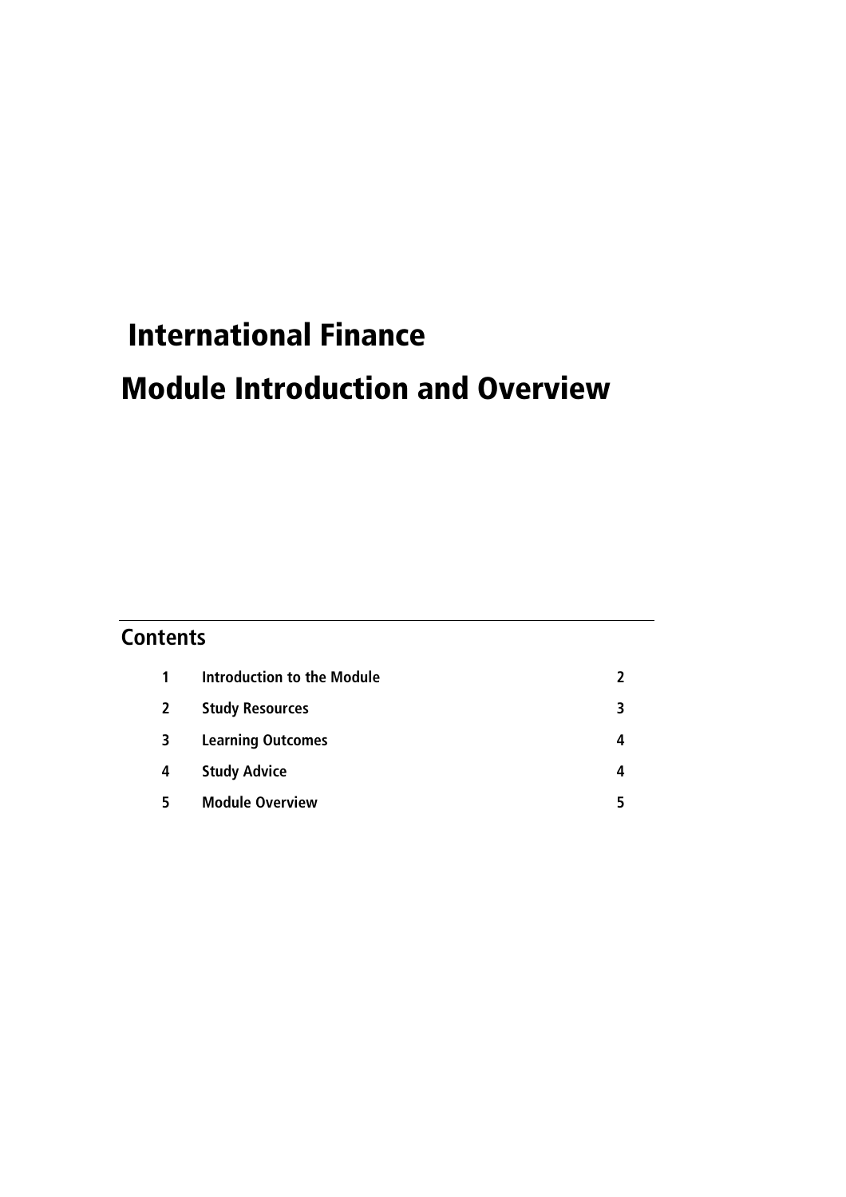# International Finance

# Module Introduction and Overview

## Contents

| | | |
|---|---|---|
| 1 | Introduction to the Module | 2 |
| 2 | Study Resources | 3 |
| 3 | Learning Outcomes | 4 |
| 4 | Study Advice | 4 |
| 5 | Module Overview | 5 |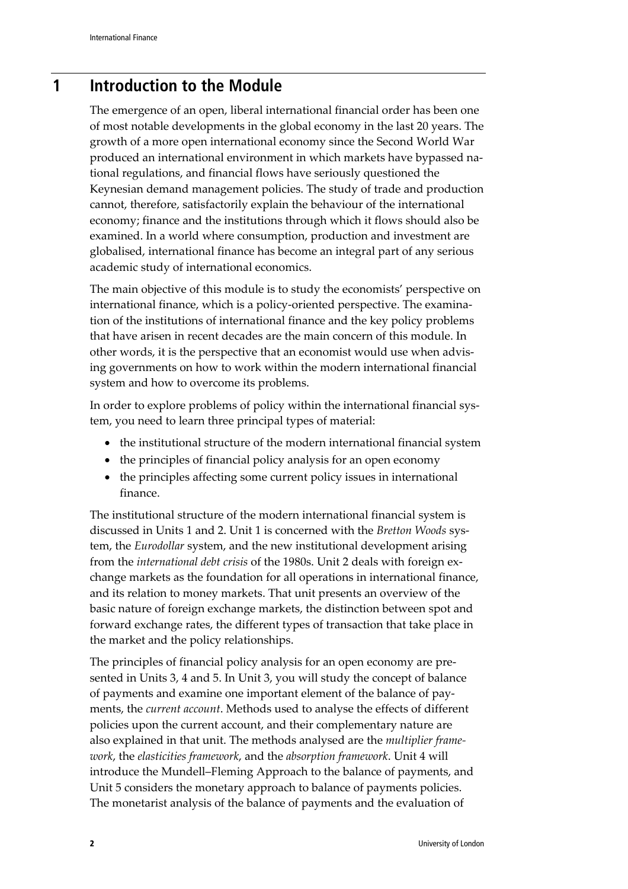# 1 Introduction to the Module

The emergence of an open, liberal international financial order has been one of most notable developments in the global economy in the last 20 years. The growth of a more open international economy since the Second World War produced an international environment in which markets have bypassed national regulations, and financial flows have seriously questioned the Keynesian demand management policies. The study of trade and production cannot, therefore, satisfactorily explain the behaviour of the international economy; finance and the institutions through which it flows should also be examined. In a world where consumption, production and investment are globalised, international finance has become an integral part of any serious academic study of international economics.

The main objective of this module is to study the economists' perspective on international finance, which is a policy-oriented perspective. The examination of the institutions of international finance and the key policy problems that have arisen in recent decades are the main concern of this module. In other words, it is the perspective that an economist would use when advising governments on how to work within the modern international financial system and how to overcome its problems.

In order to explore problems of policy within the international financial system, you need to learn three principal types of material:

- the institutional structure of the modern international financial system
- the principles of financial policy analysis for an open economy
- the principles affecting some current policy issues in international finance.

The institutional structure of the modern international financial system is discussed in Units 1 and 2. Unit 1 is concerned with the *Bretton Woods* system, the *Eurodollar* system, and the new institutional development arising from the *international debt crisis* of the 1980s. Unit 2 deals with foreign exchange markets as the foundation for all operations in international finance, and its relation to money markets. That unit presents an overview of the basic nature of foreign exchange markets, the distinction between spot and forward exchange rates, the different types of transaction that take place in the market and the policy relationships.

The principles of financial policy analysis for an open economy are presented in Units 3, 4 and 5. In Unit 3, you will study the concept of balance of payments and examine one important element of the balance of payments, the *current account*. Methods used to analyse the effects of different policies upon the current account, and their complementary nature are also explained in that unit. The methods analysed are the *multiplier framework*, the *elasticities framework*, and the *absorption framework*. Unit 4 will introduce the Mundell–Fleming Approach to the balance of payments, and Unit 5 considers the monetary approach to balance of payments policies. The monetarist analysis of the balance of payments and the evaluation of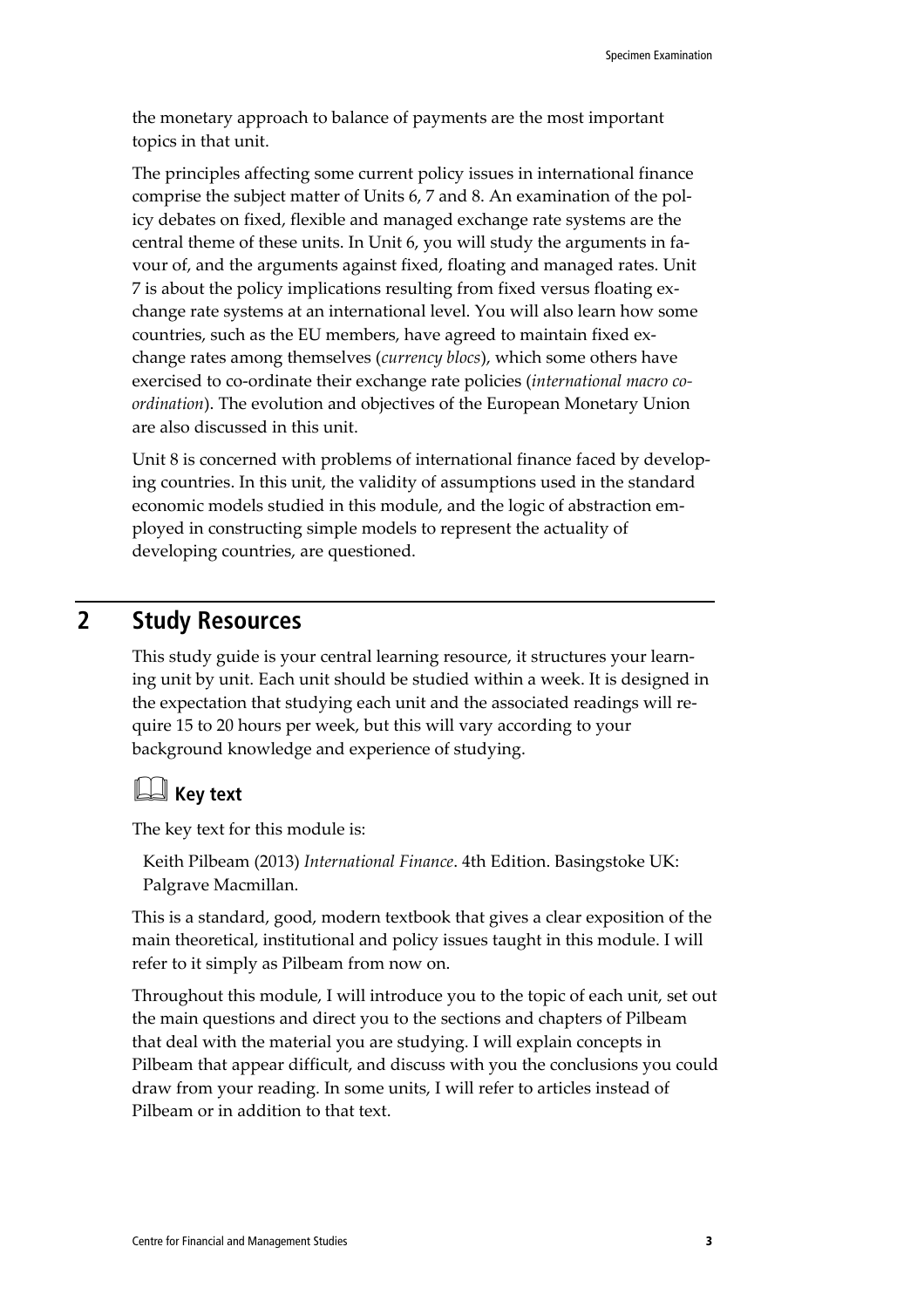the monetary approach to balance of payments are the most important topics in that unit.

The principles affecting some current policy issues in international finance comprise the subject matter of Units 6, 7 and 8. An examination of the policy debates on fixed, flexible and managed exchange rate systems are the central theme of these units. In Unit 6, you will study the arguments in favour of, and the arguments against fixed, floating and managed rates. Unit 7 is about the policy implications resulting from fixed versus floating exchange rate systems at an international level. You will also learn how some countries, such as the EU members, have agreed to maintain fixed exchange rates among themselves (*currency blocs*), which some others have exercised to co-ordinate their exchange rate policies (*international macro co-ordination*). The evolution and objectives of the European Monetary Union are also discussed in this unit.

Unit 8 is concerned with problems of international finance faced by developing countries. In this unit, the validity of assumptions used in the standard economic models studied in this module, and the logic of abstraction employed in constructing simple models to represent the actuality of developing countries, are questioned.

## 2 Study Resources

This study guide is your central learning resource, it structures your learning unit by unit. Each unit should be studied within a week. It is designed in the expectation that studying each unit and the associated readings will require 15 to 20 hours per week, but this will vary according to your background knowledge and experience of studying.

### Key text

The key text for this module is:

Keith Pilbeam (2013) *International Finance*. 4th Edition. Basingstoke UK: Palgrave Macmillan.

This is a standard, good, modern textbook that gives a clear exposition of the main theoretical, institutional and policy issues taught in this module. I will refer to it simply as Pilbeam from now on.

Throughout this module, I will introduce you to the topic of each unit, set out the main questions and direct you to the sections and chapters of Pilbeam that deal with the material you are studying. I will explain concepts in Pilbeam that appear difficult, and discuss with you the conclusions you could draw from your reading. In some units, I will refer to articles instead of Pilbeam or in addition to that text.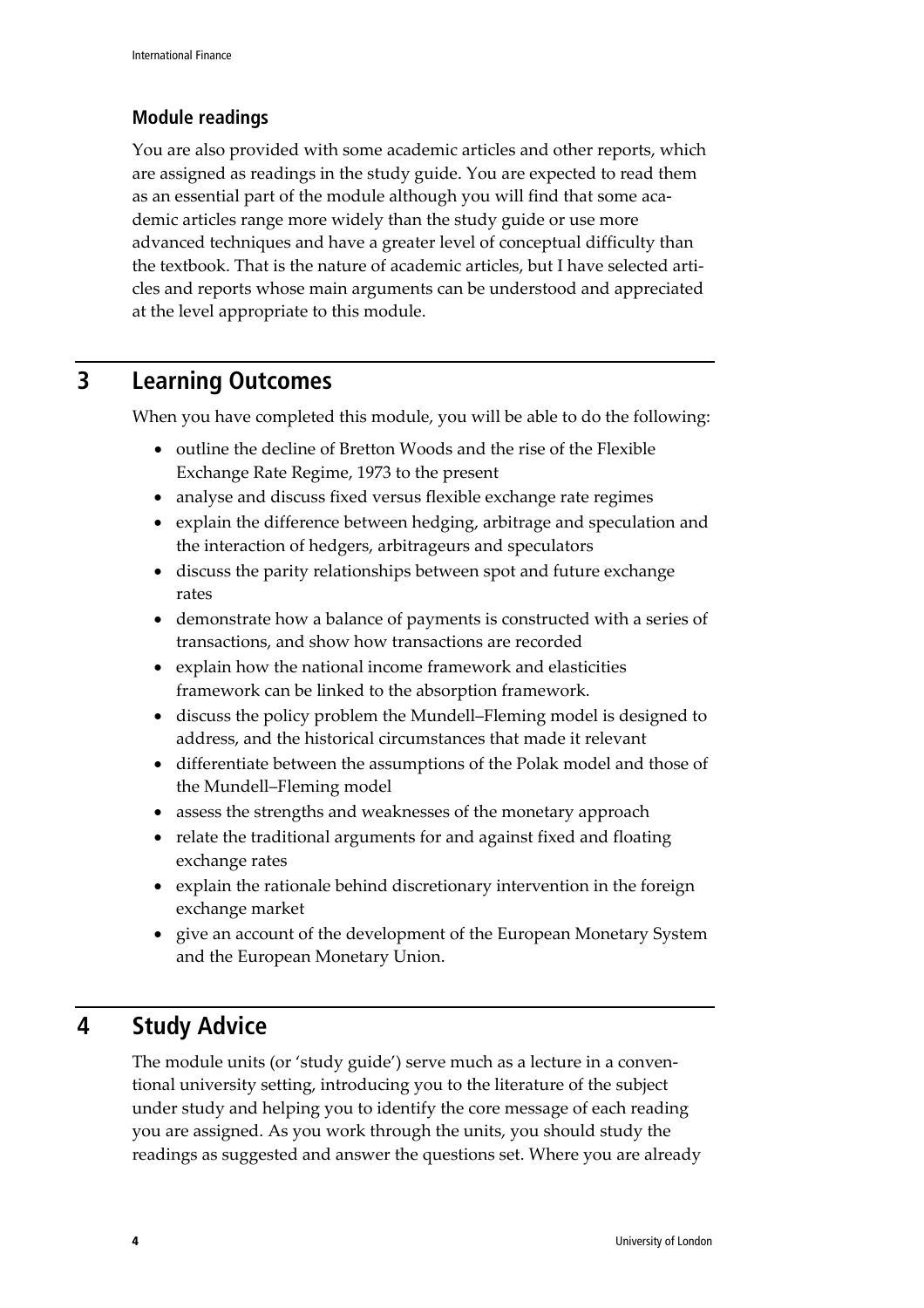### Module readings

You are also provided with some academic articles and other reports, which are assigned as readings in the study guide. You are expected to read them as an essential part of the module although you will find that some academic articles range more widely than the study guide or use more advanced techniques and have a greater level of conceptual difficulty than the textbook. That is the nature of academic articles, but I have selected articles and reports whose main arguments can be understood and appreciated at the level appropriate to this module.

## 3 Learning Outcomes

When you have completed this module, you will be able to do the following:

- outline the decline of Bretton Woods and the rise of the Flexible Exchange Rate Regime, 1973 to the present
- analyse and discuss fixed versus flexible exchange rate regimes
- explain the difference between hedging, arbitrage and speculation and the interaction of hedgers, arbitrageurs and speculators
- discuss the parity relationships between spot and future exchange rates
- demonstrate how a balance of payments is constructed with a series of transactions, and show how transactions are recorded
- explain how the national income framework and elasticities framework can be linked to the absorption framework.
- discuss the policy problem the Mundell–Fleming model is designed to address, and the historical circumstances that made it relevant
- differentiate between the assumptions of the Polak model and those of the Mundell–Fleming model
- assess the strengths and weaknesses of the monetary approach
- relate the traditional arguments for and against fixed and floating exchange rates
- explain the rationale behind discretionary intervention in the foreign exchange market
- give an account of the development of the European Monetary System and the European Monetary Union.

## 4 Study Advice

The module units (or 'study guide') serve much as a lecture in a conventional university setting, introducing you to the literature of the subject under study and helping you to identify the core message of each reading you are assigned. As you work through the units, you should study the readings as suggested and answer the questions set. Where you are already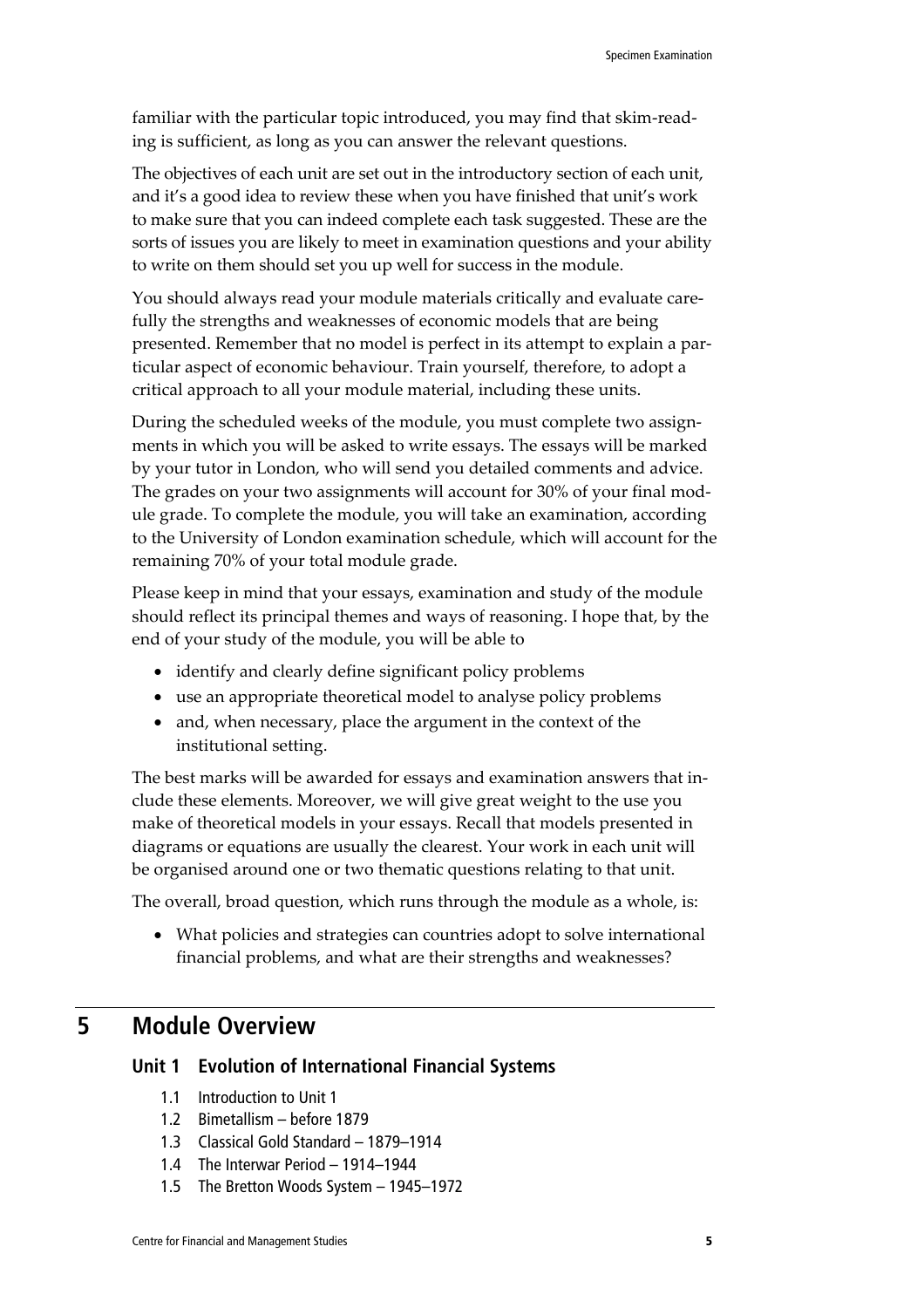familiar with the particular topic introduced, you may find that skim-reading is sufficient, as long as you can answer the relevant questions.

The objectives of each unit are set out in the introductory section of each unit, and it's a good idea to review these when you have finished that unit's work to make sure that you can indeed complete each task suggested. These are the sorts of issues you are likely to meet in examination questions and your ability to write on them should set you up well for success in the module.

You should always read your module materials critically and evaluate carefully the strengths and weaknesses of economic models that are being presented. Remember that no model is perfect in its attempt to explain a particular aspect of economic behaviour. Train yourself, therefore, to adopt a critical approach to all your module material, including these units.

During the scheduled weeks of the module, you must complete two assignments in which you will be asked to write essays. The essays will be marked by your tutor in London, who will send you detailed comments and advice. The grades on your two assignments will account for 30% of your final module grade. To complete the module, you will take an examination, according to the University of London examination schedule, which will account for the remaining 70% of your total module grade.

Please keep in mind that your essays, examination and study of the module should reflect its principal themes and ways of reasoning. I hope that, by the end of your study of the module, you will be able to

- identify and clearly define significant policy problems
- use an appropriate theoretical model to analyse policy problems
- and, when necessary, place the argument in the context of the institutional setting.

The best marks will be awarded for essays and examination answers that include these elements. Moreover, we will give great weight to the use you make of theoretical models in your essays. Recall that models presented in diagrams or equations are usually the clearest. Your work in each unit will be organised around one or two thematic questions relating to that unit.

The overall, broad question, which runs through the module as a whole, is:

- What policies and strategies can countries adopt to solve international financial problems, and what are their strengths and weaknesses?

## 5 Module Overview

### Unit 1 Evolution of International Financial Systems

1.1 Introduction to Unit 1
1.2 Bimetallism – before 1879
1.3 Classical Gold Standard – 1879–1914
1.4 The Interwar Period – 1914–1944
1.5 The Bretton Woods System – 1945–1972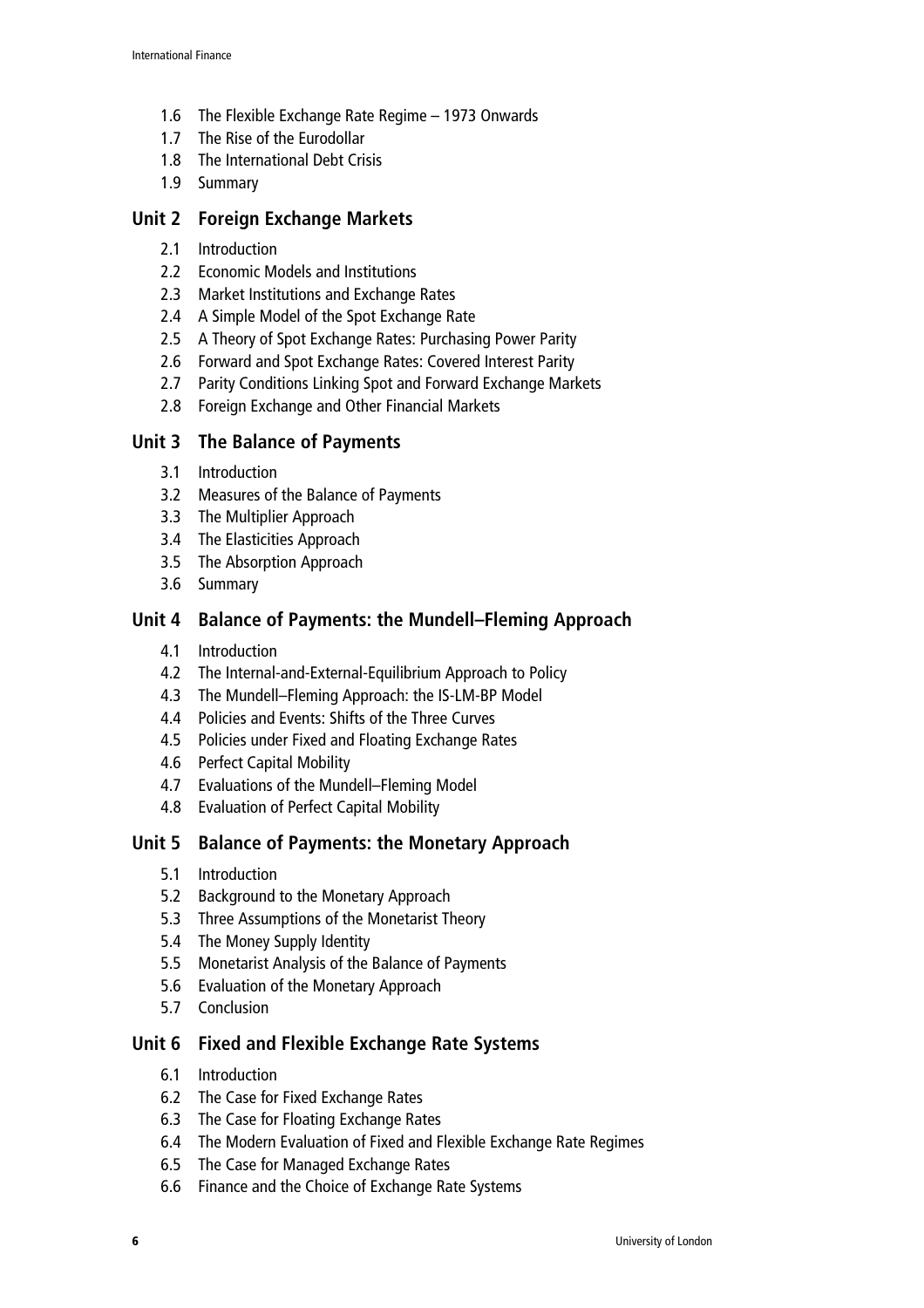- 1.6 The Flexible Exchange Rate Regime – 1973 Onwards
- 1.7 The Rise of the Eurodollar
- 1.8 The International Debt Crisis
- 1.9 Summary

## Unit 2 Foreign Exchange Markets

- 2.1 Introduction
- 2.2 Economic Models and Institutions
- 2.3 Market Institutions and Exchange Rates
- 2.4 A Simple Model of the Spot Exchange Rate
- 2.5 A Theory of Spot Exchange Rates: Purchasing Power Parity
- 2.6 Forward and Spot Exchange Rates: Covered Interest Parity
- 2.7 Parity Conditions Linking Spot and Forward Exchange Markets
- 2.8 Foreign Exchange and Other Financial Markets

## Unit 3 The Balance of Payments

- 3.1 Introduction
- 3.2 Measures of the Balance of Payments
- 3.3 The Multiplier Approach
- 3.4 The Elasticities Approach
- 3.5 The Absorption Approach
- 3.6 Summary

## Unit 4 Balance of Payments: the Mundell–Fleming Approach

- 4.1 Introduction
- 4.2 The Internal-and-External-Equilibrium Approach to Policy
- 4.3 The Mundell–Fleming Approach: the IS-LM-BP Model
- 4.4 Policies and Events: Shifts of the Three Curves
- 4.5 Policies under Fixed and Floating Exchange Rates
- 4.6 Perfect Capital Mobility
- 4.7 Evaluations of the Mundell–Fleming Model
- 4.8 Evaluation of Perfect Capital Mobility

## Unit 5 Balance of Payments: the Monetary Approach

- 5.1 Introduction
- 5.2 Background to the Monetary Approach
- 5.3 Three Assumptions of the Monetarist Theory
- 5.4 The Money Supply Identity
- 5.5 Monetarist Analysis of the Balance of Payments
- 5.6 Evaluation of the Monetary Approach
- 5.7 Conclusion

## Unit 6 Fixed and Flexible Exchange Rate Systems

- 6.1 Introduction
- 6.2 The Case for Fixed Exchange Rates
- 6.3 The Case for Floating Exchange Rates
- 6.4 The Modern Evaluation of Fixed and Flexible Exchange Rate Regimes
- 6.5 The Case for Managed Exchange Rates
- 6.6 Finance and the Choice of Exchange Rate Systems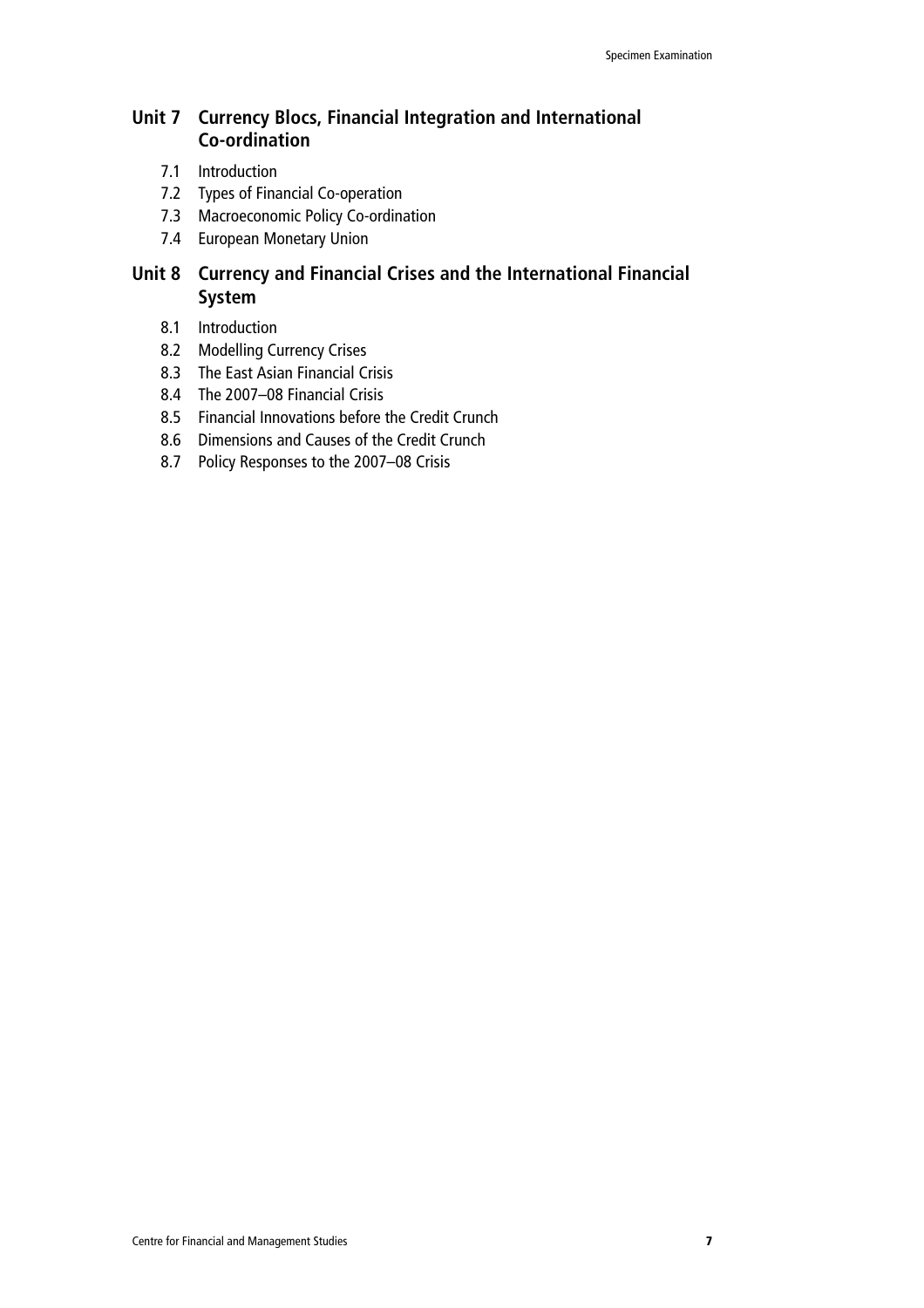## Unit 7 Currency Blocs, Financial Integration and International Co-ordination

7.1 Introduction
7.2 Types of Financial Co-operation
7.3 Macroeconomic Policy Co-ordination
7.4 European Monetary Union

## Unit 8 Currency and Financial Crises and the International Financial System

8.1 Introduction
8.2 Modelling Currency Crises
8.3 The East Asian Financial Crisis
8.4 The 2007–08 Financial Crisis
8.5 Financial Innovations before the Credit Crunch
8.6 Dimensions and Causes of the Credit Crunch
8.7 Policy Responses to the 2007–08 Crisis